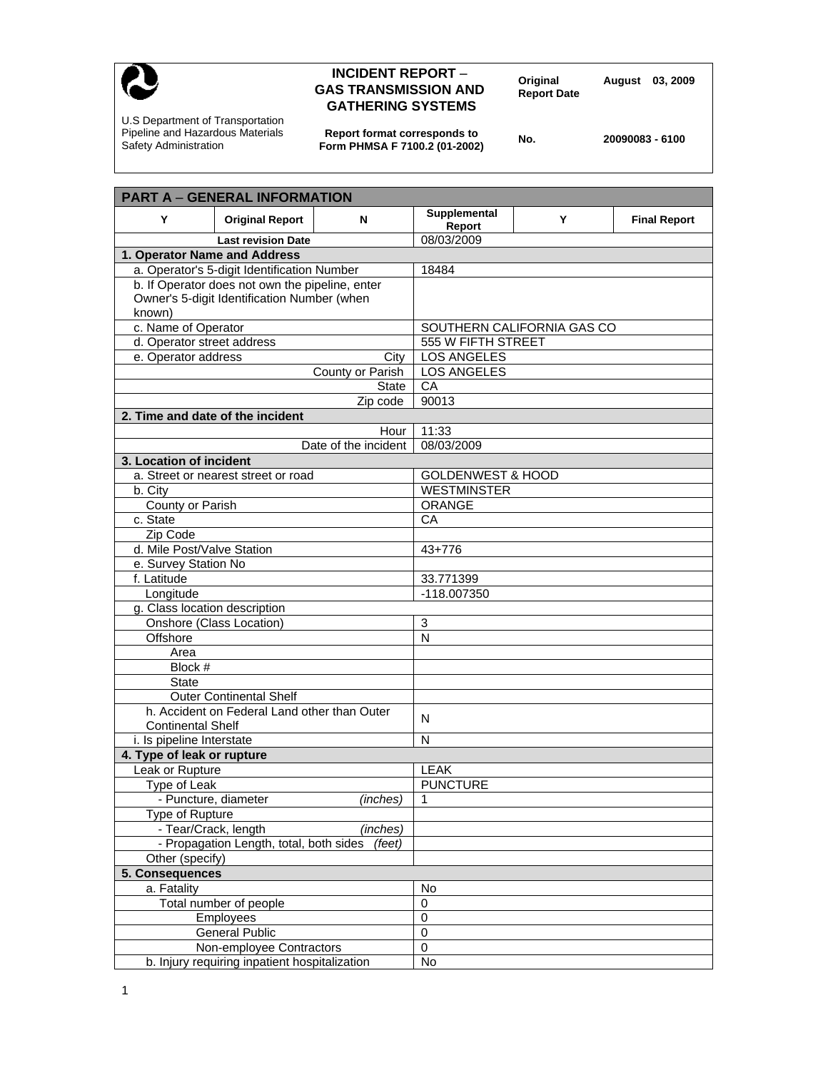**INCIDENT REPORT – GAS TRANSMISSION AND GATHERING SYSTEMS**

U.S Department of Transportation
Pipeline and Hazardous Materials Safety Administration

Report format corresponds to Form PHMSA F 7100.2 (01-2002)

| Original Report Date | August 03, 2009 |
|---|---|
| No. | 20090083 - 6100 |

| PART A – GENERAL INFORMATION | | | | | |
|---|---|---|---|---|---|
| Y | Original Report | N | Supplemental Report | Y | Final Report |
| Last revision Date | | | 08/03/2009 | | |
| **1. Operator Name and Address** | | | | | |
| a. Operator's 5-digit Identification Number | | | 18484 | | |
| b. If Operator does not own the pipeline, enter Owner's 5-digit Identification Number (when known) | | | | | |
| c. Name of Operator | | | SOUTHERN CALIFORNIA GAS CO | | |
| d. Operator street address | | | 555 W FIFTH STREET | | |
| e. Operator address | | City | LOS ANGELES | | |
| | | County or Parish | LOS ANGELES | | |
| | | State | CA | | |
| | | Zip code | 90013 | | |
| **2. Time and date of the incident** | | | | | |
| | | Hour | 11:33 | | |
| | | Date of the incident | 08/03/2009 | | |
| **3. Location of incident** | | | | | |
| a. Street or nearest street or road | | | GOLDENWEST & HOOD | | |
| b. City | | | WESTMINSTER | | |
| County or Parish | | | ORANGE | | |
| c. State | | | CA | | |
| Zip Code | | | | | |
| d. Mile Post/Valve Station | | | 43+776 | | |
| e. Survey Station No | | | | | |
| f. Latitude | | | 33.771399 | | |
| Longitude | | | -118.007350 | | |
| g. Class location description | | | | | |
| Onshore (Class Location) | | | 3 | | |
| Offshore | | | N | | |
| Area | | | | | |
| Block # | | | | | |
| State | | | | | |
| Outer Continental Shelf | | | | | |
| h. Accident on Federal Land other than Outer Continental Shelf | | | N | | |
| i. Is pipeline Interstate | | | N | | |
| **4. Type of leak or rupture** | | | | | |
| Leak or Rupture | | | LEAK | | |
| Type of Leak | | | PUNCTURE | | |
| - Puncture, diameter | | *(inches)* | 1 | | |
| Type of Rupture | | | | | |
| - Tear/Crack, length | | *(inches)* | | | |
| - Propagation Length, total, both sides | | *(feet)* | | | |
| Other (specify) | | | | | |
| **5. Consequences** | | | | | |
| a. Fatality | | | No | | |
| Total number of people | | | 0 | | |
| Employees | | | 0 | | |
| General Public | | | 0 | | |
| Non-employee Contractors | | | 0 | | |
| b. Injury requiring inpatient hospitalization | | | No | | |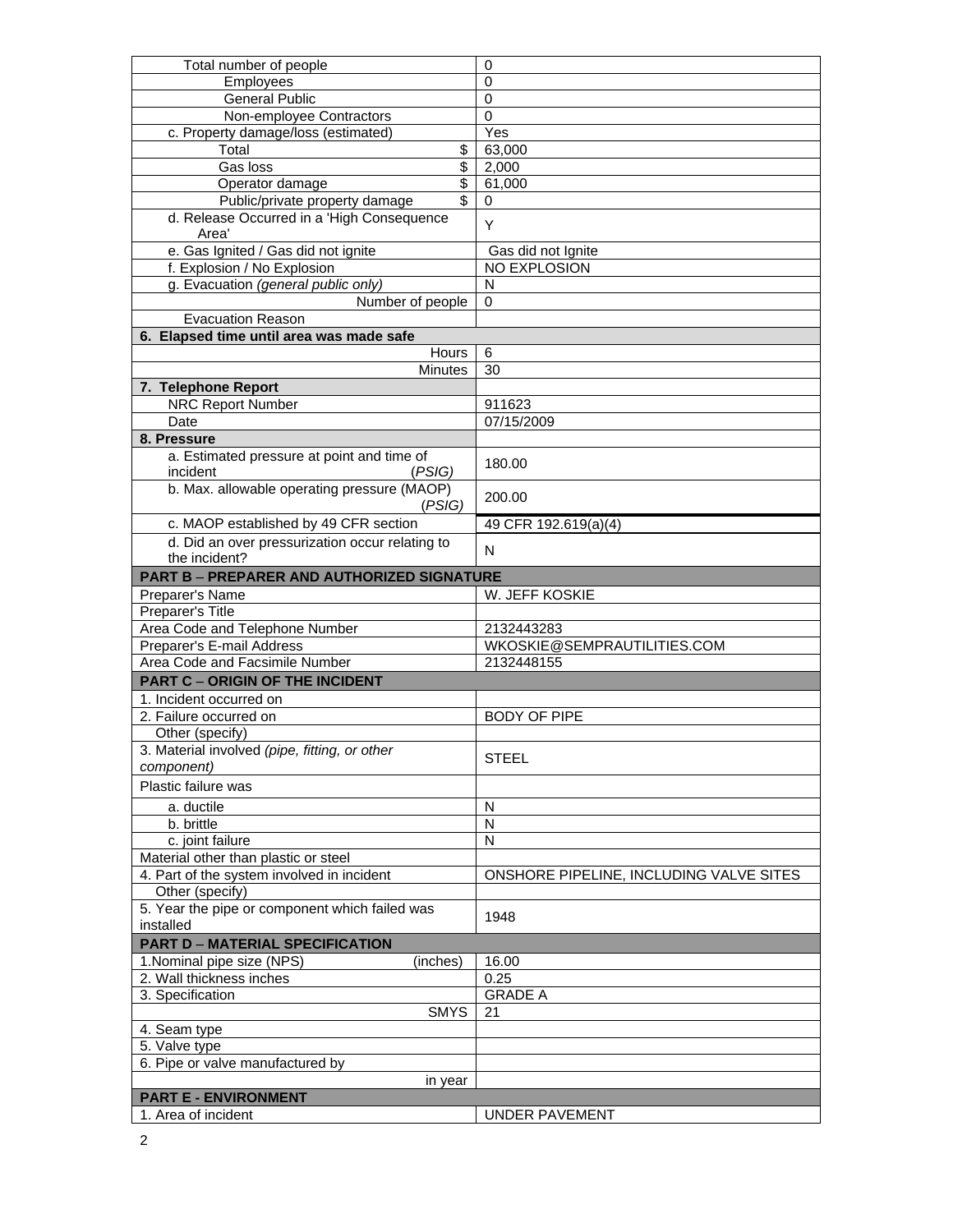| | |
|---|---|
| Total number of people | 0 |
| Employees | 0 |
| General Public | 0 |
| Non-employee Contractors | 0 |
| c. Property damage/loss (estimated) | Yes |
| Total $ | 63,000 |
| Gas loss $ | 2,000 |
| Operator damage $ | 61,000 |
| Public/private property damage $ | 0 |
| d. Release Occurred in a 'High Consequence Area' | Y |
| e. Gas Ignited / Gas did not ignite | Gas did not Ignite |
| f. Explosion / No Explosion | NO EXPLOSION |
| g. Evacuation *(general public only)* | N |
| Number of people | 0 |
| Evacuation Reason | |
| **6. Elapsed time until area was made safe** | |
| Hours | 6 |
| Minutes | 30 |
| **7. Telephone Report** | |
| NRC Report Number | 911623 |
| Date | 07/15/2009 |
| **8. Pressure** | |
| a. Estimated pressure at point and time of incident *(PSIG)* | 180.00 |
| b. Max. allowable operating pressure (MAOP) *(PSIG)* | 200.00 |
| c. MAOP established by 49 CFR section | 49 CFR 192.619(a)(4) |
| d. Did an over pressurization occur relating to the incident? | N |
| **PART B – PREPARER AND AUTHORIZED SIGNATURE** | |
| Preparer's Name | W. JEFF KOSKIE |
| Preparer's Title | |
| Area Code and Telephone Number | 2132443283 |
| Preparer's E-mail Address | WKOSKIE@SEMPRAUTILITIES.COM |
| Area Code and Facsimile Number | 2132448155 |
| **PART C – ORIGIN OF THE INCIDENT** | |
| 1. Incident occurred on | |
| 2. Failure occurred on | BODY OF PIPE |
| Other (specify) | |
| 3. Material involved *(pipe, fitting, or other component)* | STEEL |
| Plastic failure was | |
| a. ductile | N |
| b. brittle | N |
| c. joint failure | N |
| Material other than plastic or steel | |
| 4. Part of the system involved in incident | ONSHORE PIPELINE, INCLUDING VALVE SITES |
| Other (specify) | |
| 5. Year the pipe or component which failed was installed | 1948 |
| **PART D – MATERIAL SPECIFICATION** | |
| 1.Nominal pipe size (NPS) (inches) | 16.00 |
| 2. Wall thickness inches | 0.25 |
| 3. Specification | GRADE A |
| SMYS | 21 |
| 4. Seam type | |
| 5. Valve type | |
| 6. Pipe or valve manufactured by | |
| in year | |
| **PART E - ENVIRONMENT** | |
| 1. Area of incident | UNDER PAVEMENT |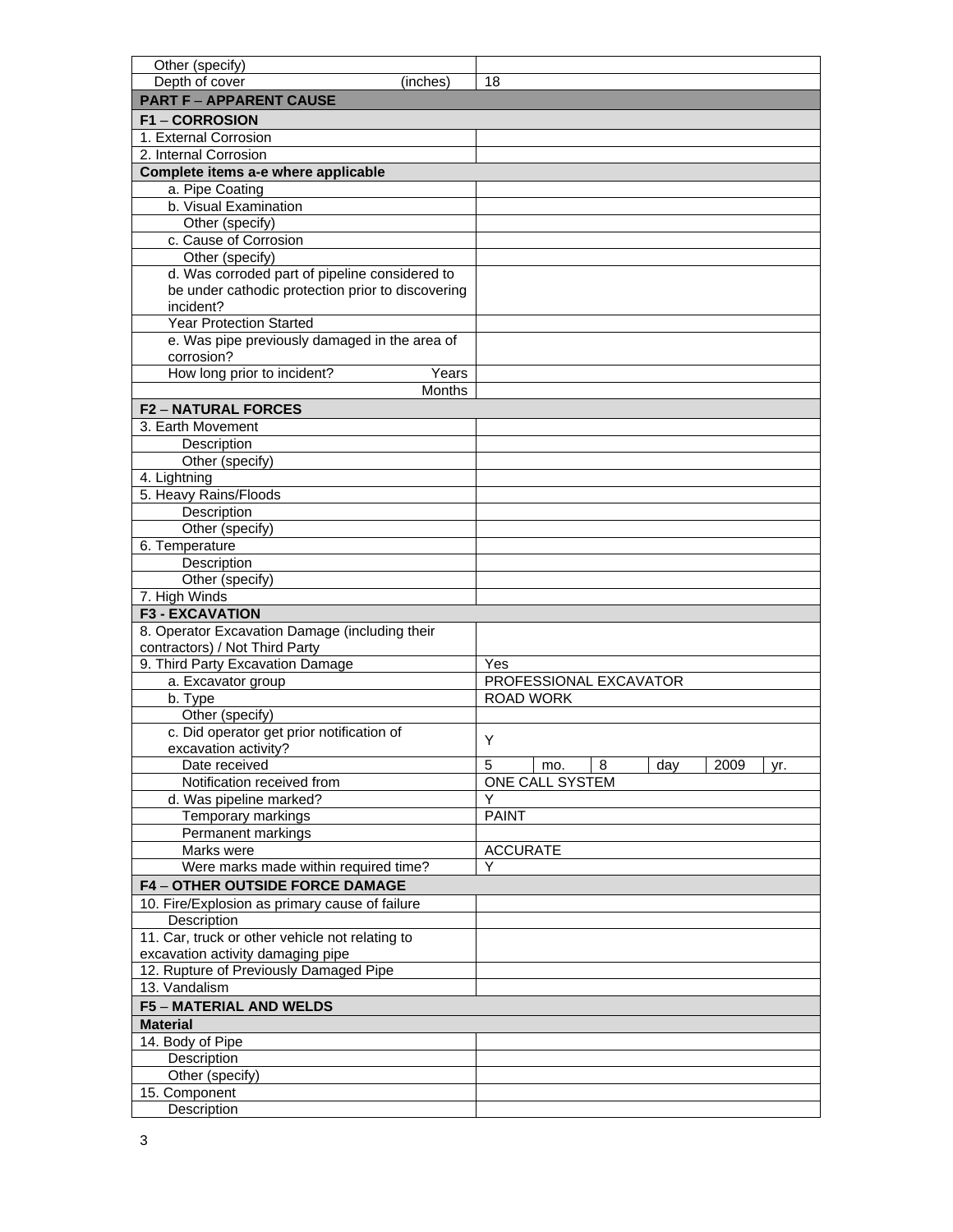| | |
|---|---|
| Other (specify) | |
| Depth of cover (inches) | 18 |
| **PART F – APPARENT CAUSE** | |
| **F1 – CORROSION** | |
| 1. External Corrosion | |
| 2. Internal Corrosion | |
| **Complete items a-e where applicable** | |
| a. Pipe Coating | |
| b. Visual Examination | |
| Other (specify) | |
| c. Cause of Corrosion | |
| Other (specify) | |
| d. Was corroded part of pipeline considered to be under cathodic protection prior to discovering incident? | |
| Year Protection Started | |
| e. Was pipe previously damaged in the area of corrosion? | |
| How long prior to incident? Years | |
| Months | |
| **F2 – NATURAL FORCES** | |
| 3. Earth Movement | |
| Description | |
| Other (specify) | |
| 4. Lightning | |
| 5. Heavy Rains/Floods | |
| Description | |
| Other (specify) | |
| 6. Temperature | |
| Description | |
| Other (specify) | |
| 7. High Winds | |
| **F3 - EXCAVATION** | |
| 8. Operator Excavation Damage (including their contractors) / Not Third Party | |
| 9. Third Party Excavation Damage | Yes |
| a. Excavator group | PROFESSIONAL EXCAVATOR |
| b. Type | ROAD WORK |
| Other (specify) | |
| c. Did operator get prior notification of excavation activity? | Y |
| Date received | 5 mo. 8 day 2009 yr. |
| Notification received from | ONE CALL SYSTEM |
| d. Was pipeline marked? | Y |
| Temporary markings | PAINT |
| Permanent markings | |
| Marks were | ACCURATE |
| Were marks made within required time? | Y |
| **F4 – OTHER OUTSIDE FORCE DAMAGE** | |
| 10. Fire/Explosion as primary cause of failure | |
| Description | |
| 11. Car, truck or other vehicle not relating to excavation activity damaging pipe | |
| 12. Rupture of Previously Damaged Pipe | |
| 13. Vandalism | |
| **F5 – MATERIAL AND WELDS** | |
| **Material** | |
| 14. Body of Pipe | |
| Description | |
| Other (specify) | |
| 15. Component | |
| Description | |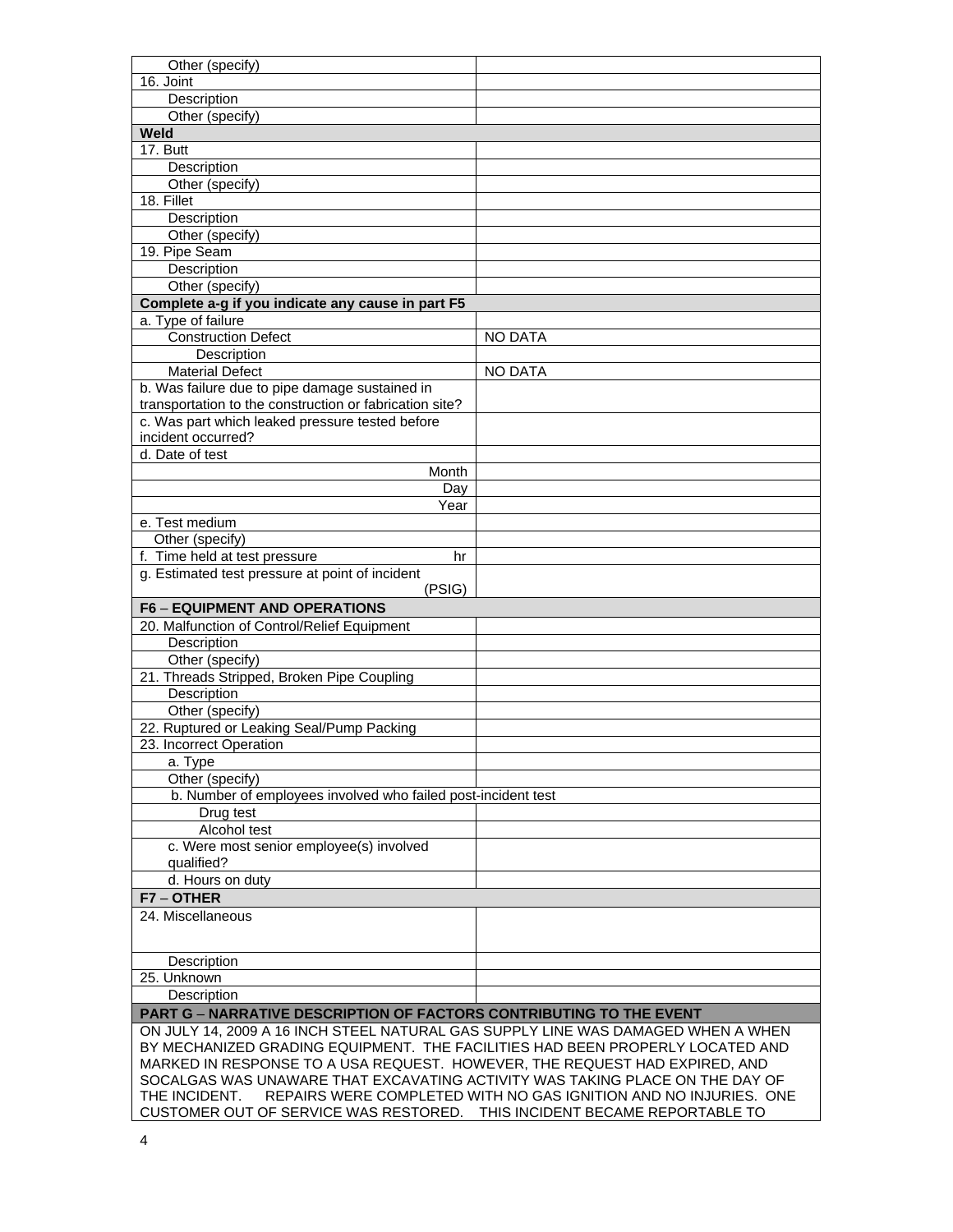| | |
|---|---|
| Other (specify) | |
| 16. Joint | |
| Description | |
| Other (specify) | |
| **Weld** | |
| 17. Butt | |
| Description | |
| Other (specify) | |
| 18. Fillet | |
| Description | |
| Other (specify) | |
| 19. Pipe Seam | |
| Description | |
| Other (specify) | |
| **Complete a-g if you indicate any cause in part F5** | |
| a. Type of failure | |
| Construction Defect | NO DATA |
| Description | |
| Material Defect | NO DATA |
| b. Was failure due to pipe damage sustained in transportation to the construction or fabrication site? | |
| c. Was part which leaked pressure tested before incident occurred? | |
| d. Date of test | |
| Month | |
| Day | |
| Year | |
| e. Test medium | |
| Other (specify) | |
| f. Time held at test pressure hr | |
| g. Estimated test pressure at point of incident (PSIG) | |
| **F6 – EQUIPMENT AND OPERATIONS** | |
| 20. Malfunction of Control/Relief Equipment | |
| Description | |
| Other (specify) | |
| 21. Threads Stripped, Broken Pipe Coupling | |
| Description | |
| Other (specify) | |
| 22. Ruptured or Leaking Seal/Pump Packing | |
| 23. Incorrect Operation | |
| a. Type | |
| Other (specify) | |
| b. Number of employees involved who failed post-incident test | |
| Drug test | |
| Alcohol test | |
| c. Were most senior employee(s) involved qualified? | |
| d. Hours on duty | |
| **F7 – OTHER** | |
| 24. Miscellaneous | |
| Description | |
| 25. Unknown | |
| Description | |

**PART G – NARRATIVE DESCRIPTION OF FACTORS CONTRIBUTING TO THE EVENT**

ON JULY 14, 2009 A 16 INCH STEEL NATURAL GAS SUPPLY LINE WAS DAMAGED WHEN A WHEN BY MECHANIZED GRADING EQUIPMENT. THE FACILITIES HAD BEEN PROPERLY LOCATED AND MARKED IN RESPONSE TO A USA REQUEST. HOWEVER, THE REQUEST HAD EXPIRED, AND SOCALGAS WAS UNAWARE THAT EXCAVATING ACTIVITY WAS TAKING PLACE ON THE DAY OF THE INCIDENT. REPAIRS WERE COMPLETED WITH NO GAS IGNITION AND NO INJURIES. ONE CUSTOMER OUT OF SERVICE WAS RESTORED. THIS INCIDENT BECAME REPORTABLE TO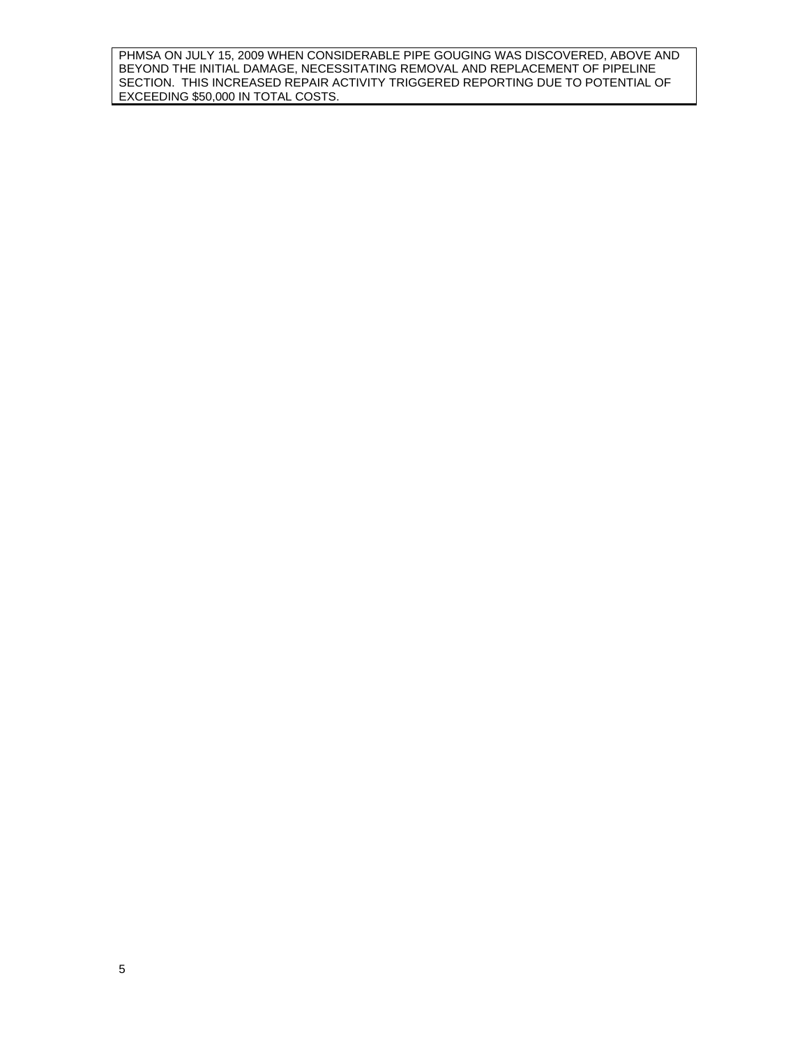PHMSA ON JULY 15, 2009 WHEN CONSIDERABLE PIPE GOUGING WAS DISCOVERED, ABOVE AND BEYOND THE INITIAL DAMAGE, NECESSITATING REMOVAL AND REPLACEMENT OF PIPELINE SECTION. THIS INCREASED REPAIR ACTIVITY TRIGGERED REPORTING DUE TO POTENTIAL OF EXCEEDING $50,000 IN TOTAL COSTS.